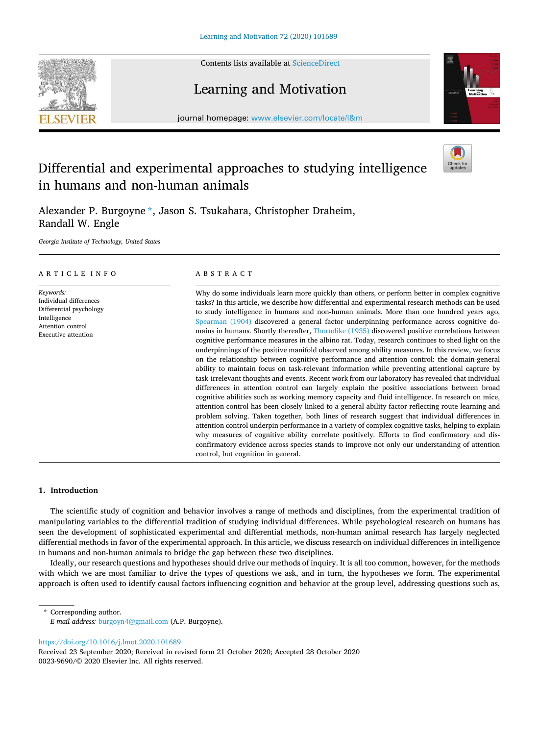Contents lists available at ScienceDirect

Learning and Motivation

journal homepage: www.elsevier.com/locate/l&m

# Differential and experimental approaches to studying intelligence in humans and non-human animals

Alexander P. Burgoyne *, Jason S. Tsukahara, Christopher Draheim, Randall W. Engle

*Georgia Institute of Technology, United States*

## ARTICLE INFO

*Keywords:*
Individual differences
Differential psychology
Intelligence
Attention control
Executive attention

## ABSTRACT

Why do some individuals learn more quickly than others, or perform better in complex cognitive tasks? In this article, we describe how differential and experimental research methods can be used to study intelligence in humans and non-human animals. More than one hundred years ago, Spearman (1904) discovered a general factor underpinning performance across cognitive domains in humans. Shortly thereafter, Thorndike (1935) discovered positive correlations between cognitive performance measures in the albino rat. Today, research continues to shed light on the underpinnings of the positive manifold observed among ability measures. In this review, we focus on the relationship between cognitive performance and attention control: the domain-general ability to maintain focus on task-relevant information while preventing attentional capture by task-irrelevant thoughts and events. Recent work from our laboratory has revealed that individual differences in attention control can largely explain the positive associations between broad cognitive abilities such as working memory capacity and fluid intelligence. In research on mice, attention control has been closely linked to a general ability factor reflecting route learning and problem solving. Taken together, both lines of research suggest that individual differences in attention control underpin performance in a variety of complex cognitive tasks, helping to explain why measures of cognitive ability correlate positively. Efforts to find confirmatory and disconfirmatory evidence across species stands to improve not only our understanding of attention control, but cognition in general.

## 1. Introduction

The scientific study of cognition and behavior involves a range of methods and disciplines, from the experimental tradition of manipulating variables to the differential tradition of studying individual differences. While psychological research on humans has seen the development of sophisticated experimental and differential methods, non-human animal research has largely neglected differential methods in favor of the experimental approach. In this article, we discuss research on individual differences in intelligence in humans and non-human animals to bridge the gap between these two disciplines.

Ideally, our research questions and hypotheses should drive our methods of inquiry. It is all too common, however, for the methods with which we are most familiar to drive the types of questions we ask, and in turn, the hypotheses we form. The experimental approach is often used to identify causal factors influencing cognition and behavior at the group level, addressing questions such as,

---

\* Corresponding author.
*E-mail address:* burgoyn4@gmail.com (A.P. Burgoyne).

https://doi.org/10.1016/j.lmot.2020.101689
Received 23 September 2020; Received in revised form 21 October 2020; Accepted 28 October 2020
0023-9690/© 2020 Elsevier Inc. All rights reserved.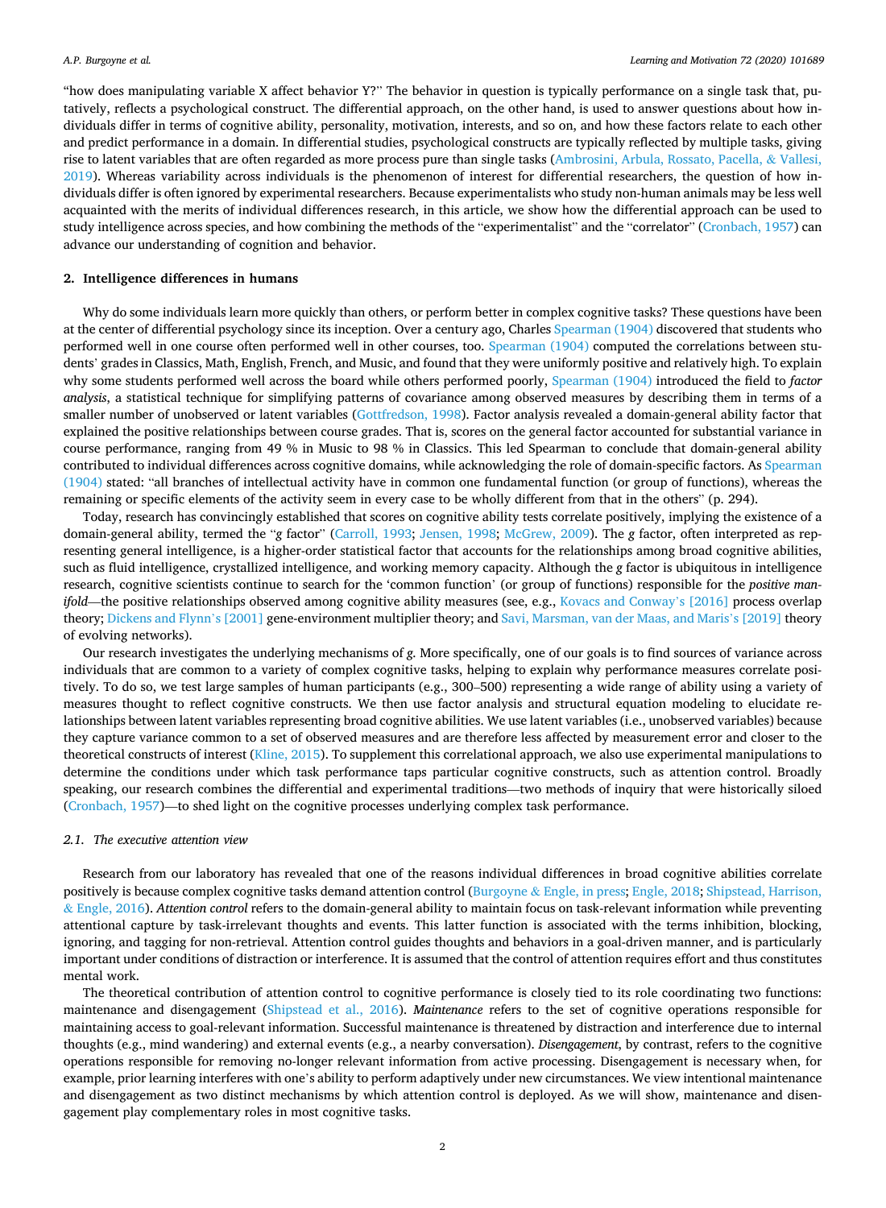"how does manipulating variable X affect behavior Y?" The behavior in question is typically performance on a single task that, putatively, reflects a psychological construct. The differential approach, on the other hand, is used to answer questions about how individuals differ in terms of cognitive ability, personality, motivation, interests, and so on, and how these factors relate to each other and predict performance in a domain. In differential studies, psychological constructs are typically reflected by multiple tasks, giving rise to latent variables that are often regarded as more process pure than single tasks (Ambrosini, Arbula, Rossato, Pacella, & Vallesi, 2019). Whereas variability across individuals is the phenomenon of interest for differential researchers, the question of how individuals differ is often ignored by experimental researchers. Because experimentalists who study non-human animals may be less well acquainted with the merits of individual differences research, in this article, we show how the differential approach can be used to study intelligence across species, and how combining the methods of the "experimentalist" and the "correlator" (Cronbach, 1957) can advance our understanding of cognition and behavior.

## 2. Intelligence differences in humans

Why do some individuals learn more quickly than others, or perform better in complex cognitive tasks? These questions have been at the center of differential psychology since its inception. Over a century ago, Charles Spearman (1904) discovered that students who performed well in one course often performed well in other courses, too. Spearman (1904) computed the correlations between students' grades in Classics, Math, English, French, and Music, and found that they were uniformly positive and relatively high. To explain why some students performed well across the board while others performed poorly, Spearman (1904) introduced the field to *factor analysis*, a statistical technique for simplifying patterns of covariance among observed measures by describing them in terms of a smaller number of unobserved or latent variables (Gottfredson, 1998). Factor analysis revealed a domain-general ability factor that explained the positive relationships between course grades. That is, scores on the general factor accounted for substantial variance in course performance, ranging from 49 % in Music to 98 % in Classics. This led Spearman to conclude that domain-general ability contributed to individual differences across cognitive domains, while acknowledging the role of domain-specific factors. As Spearman (1904) stated: "all branches of intellectual activity have in common one fundamental function (or group of functions), whereas the remaining or specific elements of the activity seem in every case to be wholly different from that in the others" (p. 294).

Today, research has convincingly established that scores on cognitive ability tests correlate positively, implying the existence of a domain-general ability, termed the "*g* factor" (Carroll, 1993; Jensen, 1998; McGrew, 2009). The *g* factor, often interpreted as representing general intelligence, is a higher-order statistical factor that accounts for the relationships among broad cognitive abilities, such as fluid intelligence, crystallized intelligence, and working memory capacity. Although the *g* factor is ubiquitous in intelligence research, cognitive scientists continue to search for the 'common function' (or group of functions) responsible for the *positive manifold*—the positive relationships observed among cognitive ability measures (see, e.g., Kovacs and Conway's [2016] process overlap theory; Dickens and Flynn's [2001] gene-environment multiplier theory; and Savi, Marsman, van der Maas, and Maris's [2019] theory of evolving networks).

Our research investigates the underlying mechanisms of *g*. More specifically, one of our goals is to find sources of variance across individuals that are common to a variety of complex cognitive tasks, helping to explain why performance measures correlate positively. To do so, we test large samples of human participants (e.g., 300–500) representing a wide range of ability using a variety of measures thought to reflect cognitive constructs. We then use factor analysis and structural equation modeling to elucidate relationships between latent variables representing broad cognitive abilities. We use latent variables (i.e., unobserved variables) because they capture variance common to a set of observed measures and are therefore less affected by measurement error and closer to the theoretical constructs of interest (Kline, 2015). To supplement this correlational approach, we also use experimental manipulations to determine the conditions under which task performance taps particular cognitive constructs, such as attention control. Broadly speaking, our research combines the differential and experimental traditions—two methods of inquiry that were historically siloed (Cronbach, 1957)—to shed light on the cognitive processes underlying complex task performance.

### 2.1. The executive attention view

Research from our laboratory has revealed that one of the reasons individual differences in broad cognitive abilities correlate positively is because complex cognitive tasks demand attention control (Burgoyne & Engle, in press; Engle, 2018; Shipstead, Harrison, & Engle, 2016). *Attention control* refers to the domain-general ability to maintain focus on task-relevant information while preventing attentional capture by task-irrelevant thoughts and events. This latter function is associated with the terms inhibition, blocking, ignoring, and tagging for non-retrieval. Attention control guides thoughts and behaviors in a goal-driven manner, and is particularly important under conditions of distraction or interference. It is assumed that the control of attention requires effort and thus constitutes mental work.

The theoretical contribution of attention control to cognitive performance is closely tied to its role coordinating two functions: maintenance and disengagement (Shipstead et al., 2016). *Maintenance* refers to the set of cognitive operations responsible for maintaining access to goal-relevant information. Successful maintenance is threatened by distraction and interference due to internal thoughts (e.g., mind wandering) and external events (e.g., a nearby conversation). *Disengagement*, by contrast, refers to the cognitive operations responsible for removing no-longer relevant information from active processing. Disengagement is necessary when, for example, prior learning interferes with one's ability to perform adaptively under new circumstances. We view intentional maintenance and disengagement as two distinct mechanisms by which attention control is deployed. As we will show, maintenance and disengagement play complementary roles in most cognitive tasks.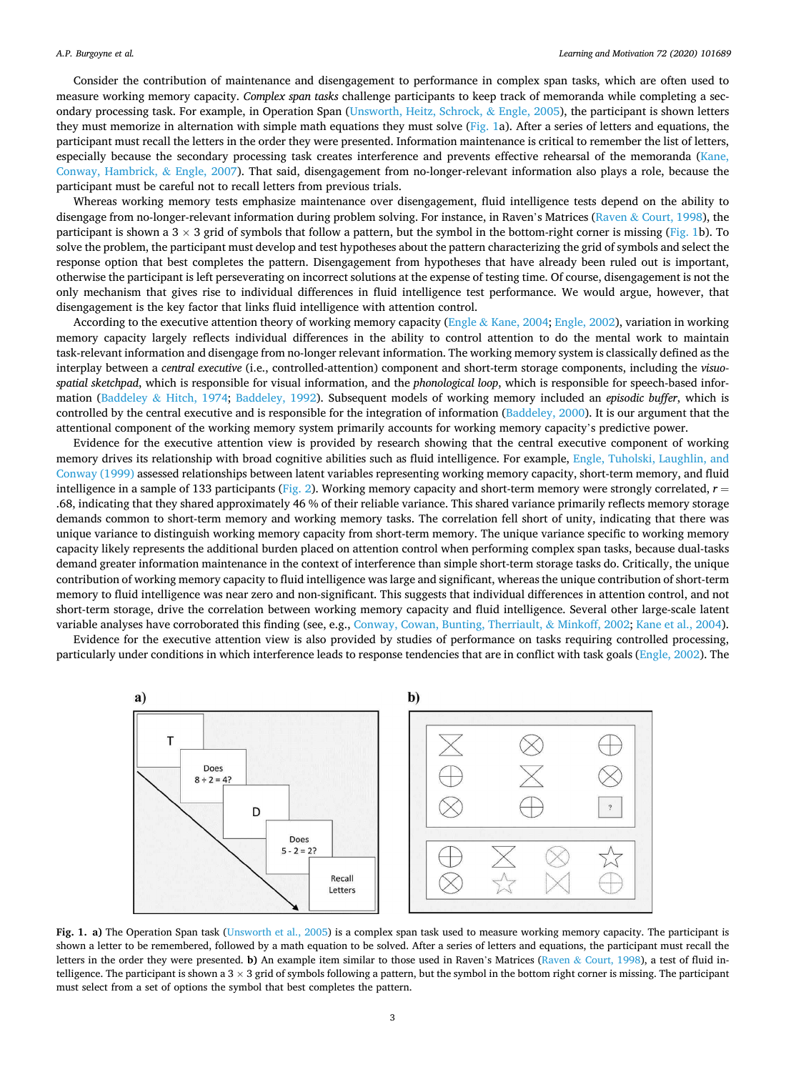Consider the contribution of maintenance and disengagement to performance in complex span tasks, which are often used to measure working memory capacity. *Complex span tasks* challenge participants to keep track of memoranda while completing a secondary processing task. For example, in Operation Span (Unsworth, Heitz, Schrock, & Engle, 2005), the participant is shown letters they must memorize in alternation with simple math equations they must solve (Fig. 1a). After a series of letters and equations, the participant must recall the letters in the order they were presented. Information maintenance is critical to remember the list of letters, especially because the secondary processing task creates interference and prevents effective rehearsal of the memoranda (Kane, Conway, Hambrick, & Engle, 2007). That said, disengagement from no-longer-relevant information also plays a role, because the participant must be careful not to recall letters from previous trials.

Whereas working memory tests emphasize maintenance over disengagement, fluid intelligence tests depend on the ability to disengage from no-longer-relevant information during problem solving. For instance, in Raven's Matrices (Raven & Court, 1998), the participant is shown a 3 × 3 grid of symbols that follow a pattern, but the symbol in the bottom-right corner is missing (Fig. 1b). To solve the problem, the participant must develop and test hypotheses about the pattern characterizing the grid of symbols and select the response option that best completes the pattern. Disengagement from hypotheses that have already been ruled out is important, otherwise the participant is left perseverating on incorrect solutions at the expense of testing time. Of course, disengagement is not the only mechanism that gives rise to individual differences in fluid intelligence test performance. We would argue, however, that disengagement is the key factor that links fluid intelligence with attention control.

According to the executive attention theory of working memory capacity (Engle & Kane, 2004; Engle, 2002), variation in working memory capacity largely reflects individual differences in the ability to control attention to do the mental work to maintain task-relevant information and disengage from no-longer relevant information. The working memory system is classically defined as the interplay between a *central executive* (i.e., controlled-attention) component and short-term storage components, including the *visuo-spatial sketchpad*, which is responsible for visual information, and the *phonological loop*, which is responsible for speech-based information (Baddeley & Hitch, 1974; Baddeley, 1992). Subsequent models of working memory included an *episodic buffer*, which is controlled by the central executive and is responsible for the integration of information (Baddeley, 2000). It is our argument that the attentional component of the working memory system primarily accounts for working memory capacity's predictive power.

Evidence for the executive attention view is provided by research showing that the central executive component of working memory drives its relationship with broad cognitive abilities such as fluid intelligence. For example, Engle, Tuholski, Laughlin, and Conway (1999) assessed relationships between latent variables representing working memory capacity, short-term memory, and fluid intelligence in a sample of 133 participants (Fig. 2). Working memory capacity and short-term memory were strongly correlated, $r = .68$, indicating that they shared approximately 46 % of their reliable variance. This shared variance primarily reflects memory storage demands common to short-term memory and working memory tasks. The correlation fell short of unity, indicating that there was unique variance to distinguish working memory capacity from short-term memory. The unique variance specific to working memory capacity likely represents the additional burden placed on attention control when performing complex span tasks, because dual-tasks demand greater information maintenance in the context of interference than simple short-term storage tasks do. Critically, the unique contribution of working memory capacity to fluid intelligence was large and significant, whereas the unique contribution of short-term memory to fluid intelligence was near zero and non-significant. This suggests that individual differences in attention control, and not short-term storage, drive the correlation between working memory capacity and fluid intelligence. Several other large-scale latent variable analyses have corroborated this finding (see, e.g., Conway, Cowan, Bunting, Therriault, & Minkoff, 2002; Kane et al., 2004).

Evidence for the executive attention view is also provided by studies of performance on tasks requiring controlled processing, particularly under conditions in which interference leads to response tendencies that are in conflict with task goals (Engle, 2002). The

a)

T

Does
8 ÷ 2 = 4?

D

Does
5 - 2 = 2?

Recall
Letters

b)

?

**Fig. 1. a)** The Operation Span task (Unsworth et al., 2005) is a complex span task used to measure working memory capacity. The participant is shown a letter to be remembered, followed by a math equation to be solved. After a series of letters and equations, the participant must recall the letters in the order they were presented. **b)** An example item similar to those used in Raven's Matrices (Raven & Court, 1998), a test of fluid intelligence. The participant is shown a 3 × 3 grid of symbols following a pattern, but the symbol in the bottom right corner is missing. The participant must select from a set of options the symbol that best completes the pattern.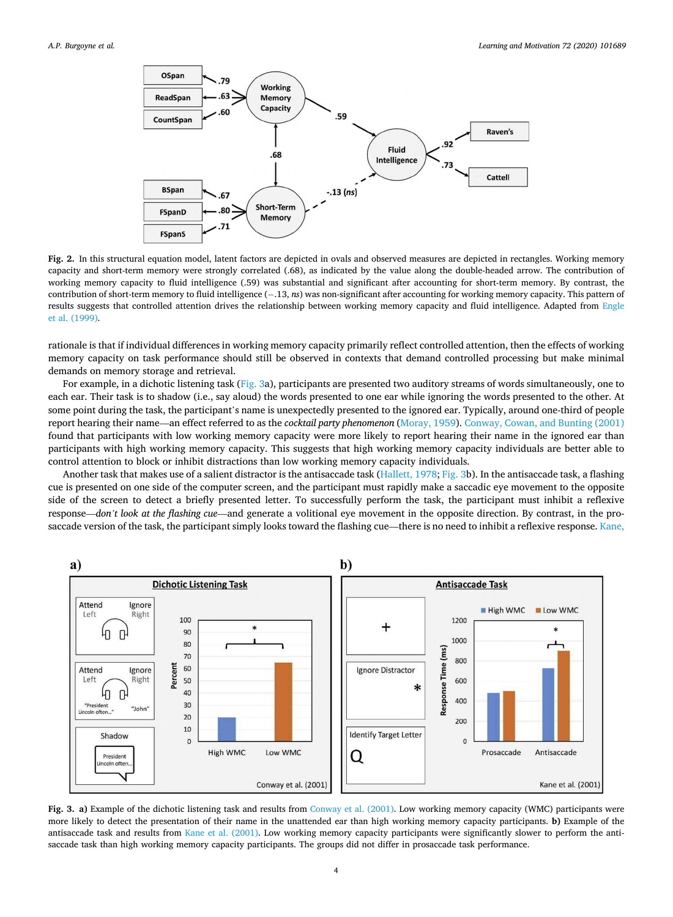**Fig. 2.** In this structural equation model, latent factors are depicted in ovals and observed measures are depicted in rectangles. Working memory capacity and short-term memory were strongly correlated (.68), as indicated by the value along the double-headed arrow. The contribution of working memory capacity to fluid intelligence (.59) was substantial and significant after accounting for short-term memory. By contrast, the contribution of short-term memory to fluid intelligence (−.13, *ns*) was non-significant after accounting for working memory capacity. This pattern of results suggests that controlled attention drives the relationship between working memory capacity and fluid intelligence. Adapted from Engle et al. (1999).

rationale is that if individual differences in working memory capacity primarily reflect controlled attention, then the effects of working memory capacity on task performance should still be observed in contexts that demand controlled processing but make minimal demands on memory storage and retrieval.

For example, in a dichotic listening task (Fig. 3a), participants are presented two auditory streams of words simultaneously, one to each ear. Their task is to shadow (i.e., say aloud) the words presented to one ear while ignoring the words presented to the other. At some point during the task, the participant's name is unexpectedly presented to the ignored ear. Typically, around one-third of people report hearing their name—an effect referred to as the *cocktail party phenomenon* (Moray, 1959). Conway, Cowan, and Bunting (2001) found that participants with low working memory capacity were more likely to report hearing their name in the ignored ear than participants with high working memory capacity. This suggests that high working memory capacity individuals are better able to control attention to block or inhibit distractions than low working memory capacity individuals.

Another task that makes use of a salient distractor is the antisaccade task (Hallett, 1978; Fig. 3b). In the antisaccade task, a flashing cue is presented on one side of the computer screen, and the participant must rapidly make a saccadic eye movement to the opposite side of the screen to detect a briefly presented letter. To successfully perform the task, the participant must inhibit a reflexive response—*don't look at the flashing cue*—and generate a volitional eye movement in the opposite direction. By contrast, in the prosaccade version of the task, the participant simply looks toward the flashing cue—there is no need to inhibit a reflexive response. Kane,

**Fig. 3.** **a)** Example of the dichotic listening task and results from Conway et al. (2001). Low working memory capacity (WMC) participants were more likely to detect the presentation of their name in the unattended ear than high working memory capacity participants. **b)** Example of the antisaccade task and results from Kane et al. (2001). Low working memory capacity participants were significantly slower to perform the antisaccade task than high working memory capacity participants. The groups did not differ in prosaccade task performance.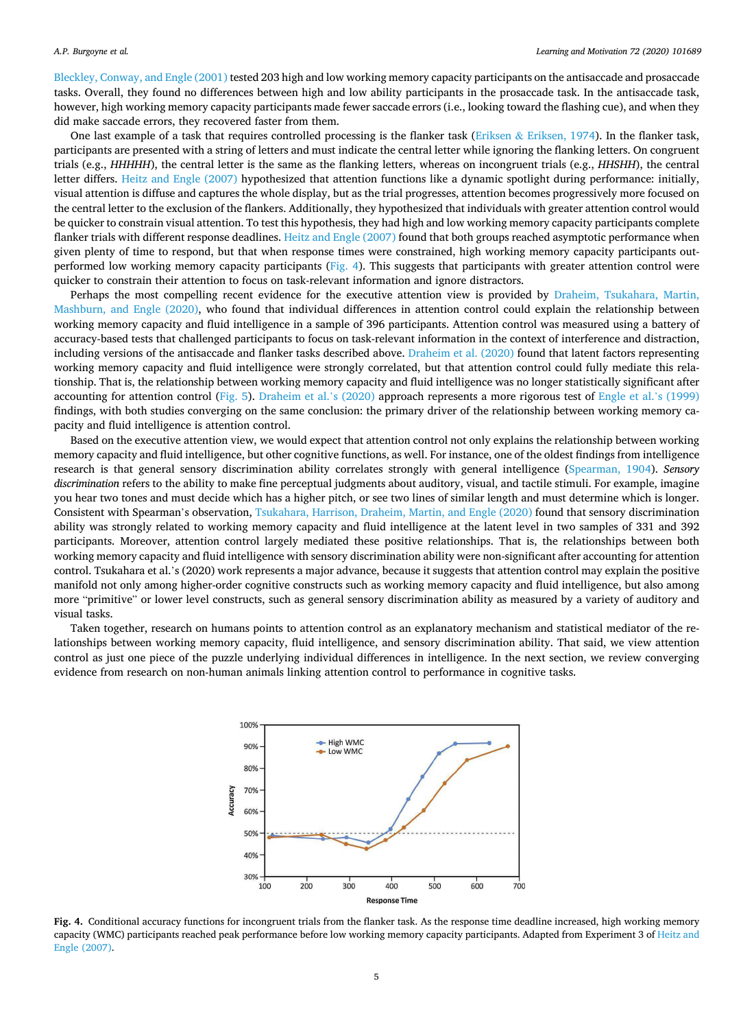Bleckley, Conway, and Engle (2001) tested 203 high and low working memory capacity participants on the antisaccade and prosaccade tasks. Overall, they found no differences between high and low ability participants in the prosaccade task. In the antisaccade task, however, high working memory capacity participants made fewer saccade errors (i.e., looking toward the flashing cue), and when they did make saccade errors, they recovered faster from them.

One last example of a task that requires controlled processing is the flanker task (Eriksen & Eriksen, 1974). In the flanker task, participants are presented with a string of letters and must indicate the central letter while ignoring the flanking letters. On congruent trials (e.g., *HHHHH*), the central letter is the same as the flanking letters, whereas on incongruent trials (e.g., *HHSHH*), the central letter differs. Heitz and Engle (2007) hypothesized that attention functions like a dynamic spotlight during performance: initially, visual attention is diffuse and captures the whole display, but as the trial progresses, attention becomes progressively more focused on the central letter to the exclusion of the flankers. Additionally, they hypothesized that individuals with greater attention control would be quicker to constrain visual attention. To test this hypothesis, they had high and low working memory capacity participants complete flanker trials with different response deadlines. Heitz and Engle (2007) found that both groups reached asymptotic performance when given plenty of time to respond, but that when response times were constrained, high working memory capacity participants outperformed low working memory capacity participants (Fig. 4). This suggests that participants with greater attention control were quicker to constrain their attention to focus on task-relevant information and ignore distractors.

Perhaps the most compelling recent evidence for the executive attention view is provided by Draheim, Tsukahara, Martin, Mashburn, and Engle (2020), who found that individual differences in attention control could explain the relationship between working memory capacity and fluid intelligence in a sample of 396 participants. Attention control was measured using a battery of accuracy-based tests that challenged participants to focus on task-relevant information in the context of interference and distraction, including versions of the antisaccade and flanker tasks described above. Draheim et al. (2020) found that latent factors representing working memory capacity and fluid intelligence were strongly correlated, but that attention control could fully mediate this relationship. That is, the relationship between working memory capacity and fluid intelligence was no longer statistically significant after accounting for attention control (Fig. 5). Draheim et al.'s (2020) approach represents a more rigorous test of Engle et al.'s (1999) findings, with both studies converging on the same conclusion: the primary driver of the relationship between working memory capacity and fluid intelligence is attention control.

Based on the executive attention view, we would expect that attention control not only explains the relationship between working memory capacity and fluid intelligence, but other cognitive functions, as well. For instance, one of the oldest findings from intelligence research is that general sensory discrimination ability correlates strongly with general intelligence (Spearman, 1904). ***Sensory discrimination*** refers to the ability to make fine perceptual judgments about auditory, visual, and tactile stimuli. For example, imagine you hear two tones and must decide which has a higher pitch, or see two lines of similar length and must determine which is longer. Consistent with Spearman's observation, Tsukahara, Harrison, Draheim, Martin, and Engle (2020) found that sensory discrimination ability was strongly related to working memory capacity and fluid intelligence at the latent level in two samples of 331 and 392 participants. Moreover, attention control largely mediated these positive relationships. That is, the relationships between both working memory capacity and fluid intelligence with sensory discrimination ability were non-significant after accounting for attention control. Tsukahara et al.'s (2020) work represents a major advance, because it suggests that attention control may explain the positive manifold not only among higher-order cognitive constructs such as working memory capacity and fluid intelligence, but also among more "primitive" or lower level constructs, such as general sensory discrimination ability as measured by a variety of auditory and visual tasks.

Taken together, research on humans points to attention control as an explanatory mechanism and statistical mediator of the relationships between working memory capacity, fluid intelligence, and sensory discrimination ability. That said, we view attention control as just one piece of the puzzle underlying individual differences in intelligence. In the next section, we review converging evidence from research on non-human animals linking attention control to performance in cognitive tasks.

High WMC
Low WMC
Accuracy
100%
90%
80%
70%
60%
50%
40%
30%
100 200 300 400 500 600 700
Response Time

**Fig. 4.** Conditional accuracy functions for incongruent trials from the flanker task. As the response time deadline increased, high working memory capacity (WMC) participants reached peak performance before low working memory capacity participants. Adapted from Experiment 3 of Heitz and Engle (2007).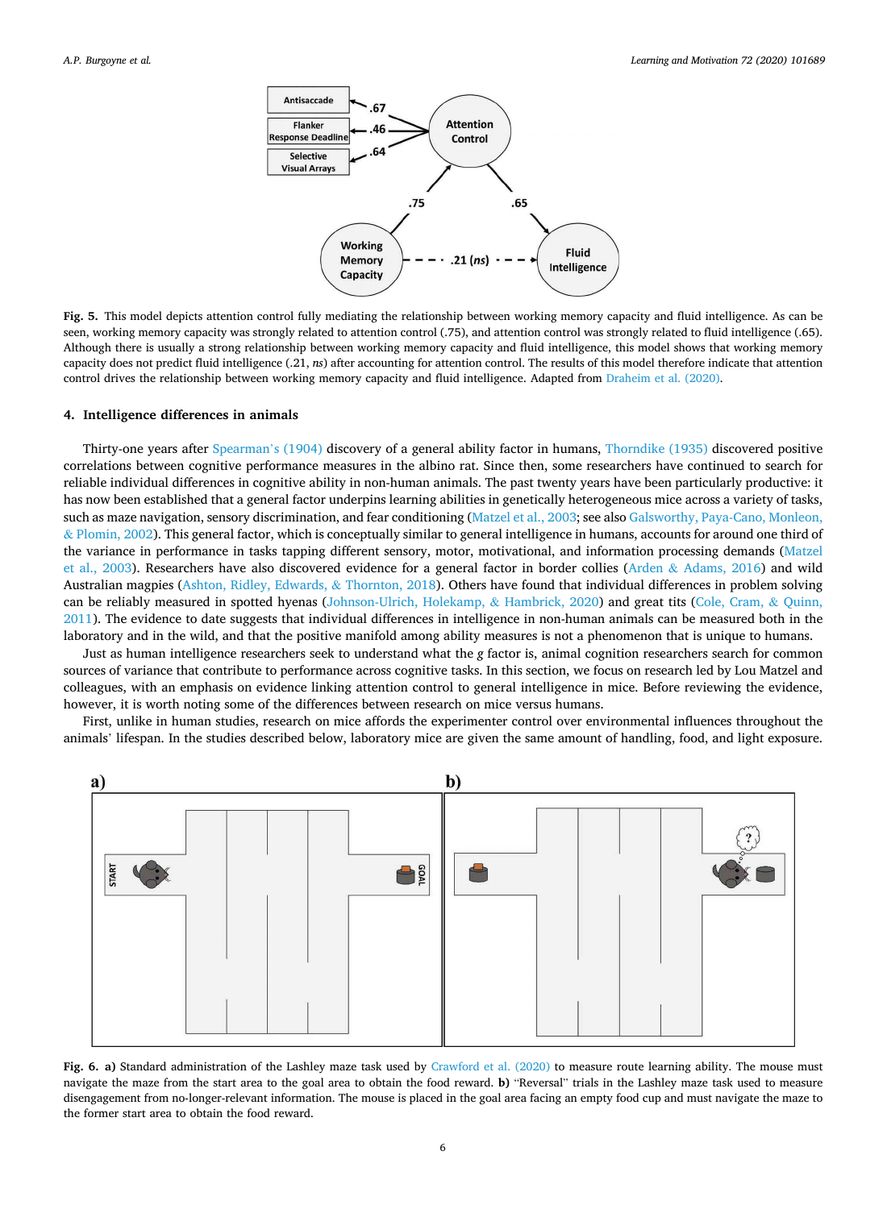**Fig. 5.** This model depicts attention control fully mediating the relationship between working memory capacity and fluid intelligence. As can be seen, working memory capacity was strongly related to attention control (.75), and attention control was strongly related to fluid intelligence (.65). Although there is usually a strong relationship between working memory capacity and fluid intelligence, this model shows that working memory capacity does not predict fluid intelligence (.21, *ns*) after accounting for attention control. The results of this model therefore indicate that attention control drives the relationship between working memory capacity and fluid intelligence. Adapted from Draheim et al. (2020).

## 4. Intelligence differences in animals

Thirty-one years after Spearman's (1904) discovery of a general ability factor in humans, Thorndike (1935) discovered positive correlations between cognitive performance measures in the albino rat. Since then, some researchers have continued to search for reliable individual differences in cognitive ability in non-human animals. The past twenty years have been particularly productive: it has now been established that a general factor underpins learning abilities in genetically heterogeneous mice across a variety of tasks, such as maze navigation, sensory discrimination, and fear conditioning (Matzel et al., 2003; see also Galsworthy, Paya-Cano, Monleon, & Plomin, 2002). This general factor, which is conceptually similar to general intelligence in humans, accounts for around one third of the variance in performance in tasks tapping different sensory, motor, motivational, and information processing demands (Matzel et al., 2003). Researchers have also discovered evidence for a general factor in border collies (Arden & Adams, 2016) and wild Australian magpies (Ashton, Ridley, Edwards, & Thornton, 2018). Others have found that individual differences in problem solving can be reliably measured in spotted hyenas (Johnson-Ulrich, Holekamp, & Hambrick, 2020) and great tits (Cole, Cram, & Quinn, 2011). The evidence to date suggests that individual differences in intelligence in non-human animals can be measured both in the laboratory and in the wild, and that the positive manifold among ability measures is not a phenomenon that is unique to humans.

Just as human intelligence researchers seek to understand what the *g* factor is, animal cognition researchers search for common sources of variance that contribute to performance across cognitive tasks. In this section, we focus on research led by Lou Matzel and colleagues, with an emphasis on evidence linking attention control to general intelligence in mice. Before reviewing the evidence, however, it is worth noting some of the differences between research on mice versus humans.

First, unlike in human studies, research on mice affords the experimenter control over environmental influences throughout the animals' lifespan. In the studies described below, laboratory mice are given the same amount of handling, food, and light exposure.

**Fig. 6. a)** Standard administration of the Lashley maze task used by Crawford et al. (2020) to measure route learning ability. The mouse must navigate the maze from the start area to the goal area to obtain the food reward. **b)** "Reversal" trials in the Lashley maze task used to measure disengagement from no-longer-relevant information. The mouse is placed in the goal area facing an empty food cup and must navigate the maze to the former start area to obtain the food reward.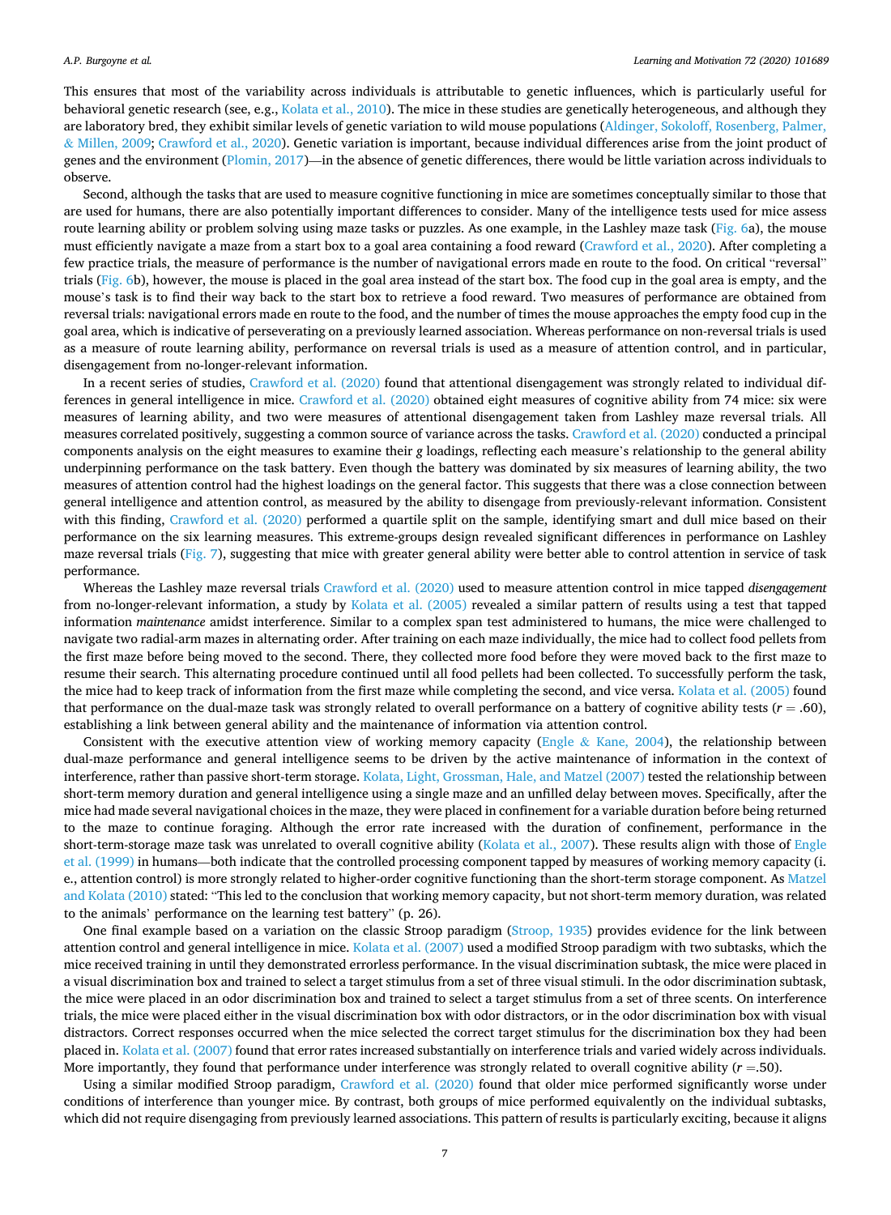This ensures that most of the variability across individuals is attributable to genetic influences, which is particularly useful for behavioral genetic research (see, e.g., Kolata et al., 2010). The mice in these studies are genetically heterogeneous, and although they are laboratory bred, they exhibit similar levels of genetic variation to wild mouse populations (Aldinger, Sokoloff, Rosenberg, Palmer, & Millen, 2009; Crawford et al., 2020). Genetic variation is important, because individual differences arise from the joint product of genes and the environment (Plomin, 2017)—in the absence of genetic differences, there would be little variation across individuals to observe.

Second, although the tasks that are used to measure cognitive functioning in mice are sometimes conceptually similar to those that are used for humans, there are also potentially important differences to consider. Many of the intelligence tests used for mice assess route learning ability or problem solving using maze tasks or puzzles. As one example, in the Lashley maze task (Fig. 6a), the mouse must efficiently navigate a maze from a start box to a goal area containing a food reward (Crawford et al., 2020). After completing a few practice trials, the measure of performance is the number of navigational errors made en route to the food. On critical "reversal" trials (Fig. 6b), however, the mouse is placed in the goal area instead of the start box. The food cup in the goal area is empty, and the mouse's task is to find their way back to the start box to retrieve a food reward. Two measures of performance are obtained from reversal trials: navigational errors made en route to the food, and the number of times the mouse approaches the empty food cup in the goal area, which is indicative of perseverating on a previously learned association. Whereas performance on non-reversal trials is used as a measure of route learning ability, performance on reversal trials is used as a measure of attention control, and in particular, disengagement from no-longer-relevant information.

In a recent series of studies, Crawford et al. (2020) found that attentional disengagement was strongly related to individual differences in general intelligence in mice. Crawford et al. (2020) obtained eight measures of cognitive ability from 74 mice: six were measures of learning ability, and two were measures of attentional disengagement taken from Lashley maze reversal trials. All measures correlated positively, suggesting a common source of variance across the tasks. Crawford et al. (2020) conducted a principal components analysis on the eight measures to examine their *g* loadings, reflecting each measure's relationship to the general ability underpinning performance on the task battery. Even though the battery was dominated by six measures of learning ability, the two measures of attention control had the highest loadings on the general factor. This suggests that there was a close connection between general intelligence and attention control, as measured by the ability to disengage from previously-relevant information. Consistent with this finding, Crawford et al. (2020) performed a quartile split on the sample, identifying smart and dull mice based on their performance on the six learning measures. This extreme-groups design revealed significant differences in performance on Lashley maze reversal trials (Fig. 7), suggesting that mice with greater general ability were better able to control attention in service of task performance.

Whereas the Lashley maze reversal trials Crawford et al. (2020) used to measure attention control in mice tapped *disengagement* from no-longer-relevant information, a study by Kolata et al. (2005) revealed a similar pattern of results using a test that tapped information *maintenance* amidst interference. Similar to a complex span test administered to humans, the mice were challenged to navigate two radial-arm mazes in alternating order. After training on each maze individually, the mice had to collect food pellets from the first maze before being moved to the second. There, they collected more food before they were moved back to the first maze to resume their search. This alternating procedure continued until all food pellets had been collected. To successfully perform the task, the mice had to keep track of information from the first maze while completing the second, and vice versa. Kolata et al. (2005) found that performance on the dual-maze task was strongly related to overall performance on a battery of cognitive ability tests ($r$ = .60), establishing a link between general ability and the maintenance of information via attention control.

Consistent with the executive attention view of working memory capacity (Engle & Kane, 2004), the relationship between dual-maze performance and general intelligence seems to be driven by the active maintenance of information in the context of interference, rather than passive short-term storage. Kolata, Light, Grossman, Hale, and Matzel (2007) tested the relationship between short-term memory duration and general intelligence using a single maze and an unfilled delay between moves. Specifically, after the mice had made several navigational choices in the maze, they were placed in confinement for a variable duration before being returned to the maze to continue foraging. Although the error rate increased with the duration of confinement, performance in the short-term-storage maze task was unrelated to overall cognitive ability (Kolata et al., 2007). These results align with those of Engle et al. (1999) in humans—both indicate that the controlled processing component tapped by measures of working memory capacity (i.e., attention control) is more strongly related to higher-order cognitive functioning than the short-term storage component. As Matzel and Kolata (2010) stated: "This led to the conclusion that working memory capacity, but not short-term memory duration, was related to the animals' performance on the learning test battery" (p. 26).

One final example based on a variation on the classic Stroop paradigm (Stroop, 1935) provides evidence for the link between attention control and general intelligence in mice. Kolata et al. (2007) used a modified Stroop paradigm with two subtasks, which the mice received training in until they demonstrated errorless performance. In the visual discrimination subtask, the mice were placed in a visual discrimination box and trained to select a target stimulus from a set of three visual stimuli. In the odor discrimination subtask, the mice were placed in an odor discrimination box and trained to select a target stimulus from a set of three scents. On interference trials, the mice were placed either in the visual discrimination box with odor distractors, or in the odor discrimination box with visual distractors. Correct responses occurred when the mice selected the correct target stimulus for the discrimination box they had been placed in. Kolata et al. (2007) found that error rates increased substantially on interference trials and varied widely across individuals. More importantly, they found that performance under interference was strongly related to overall cognitive ability ($r$ =.50).

Using a similar modified Stroop paradigm, Crawford et al. (2020) found that older mice performed significantly worse under conditions of interference than younger mice. By contrast, both groups of mice performed equivalently on the individual subtasks, which did not require disengaging from previously learned associations. This pattern of results is particularly exciting, because it aligns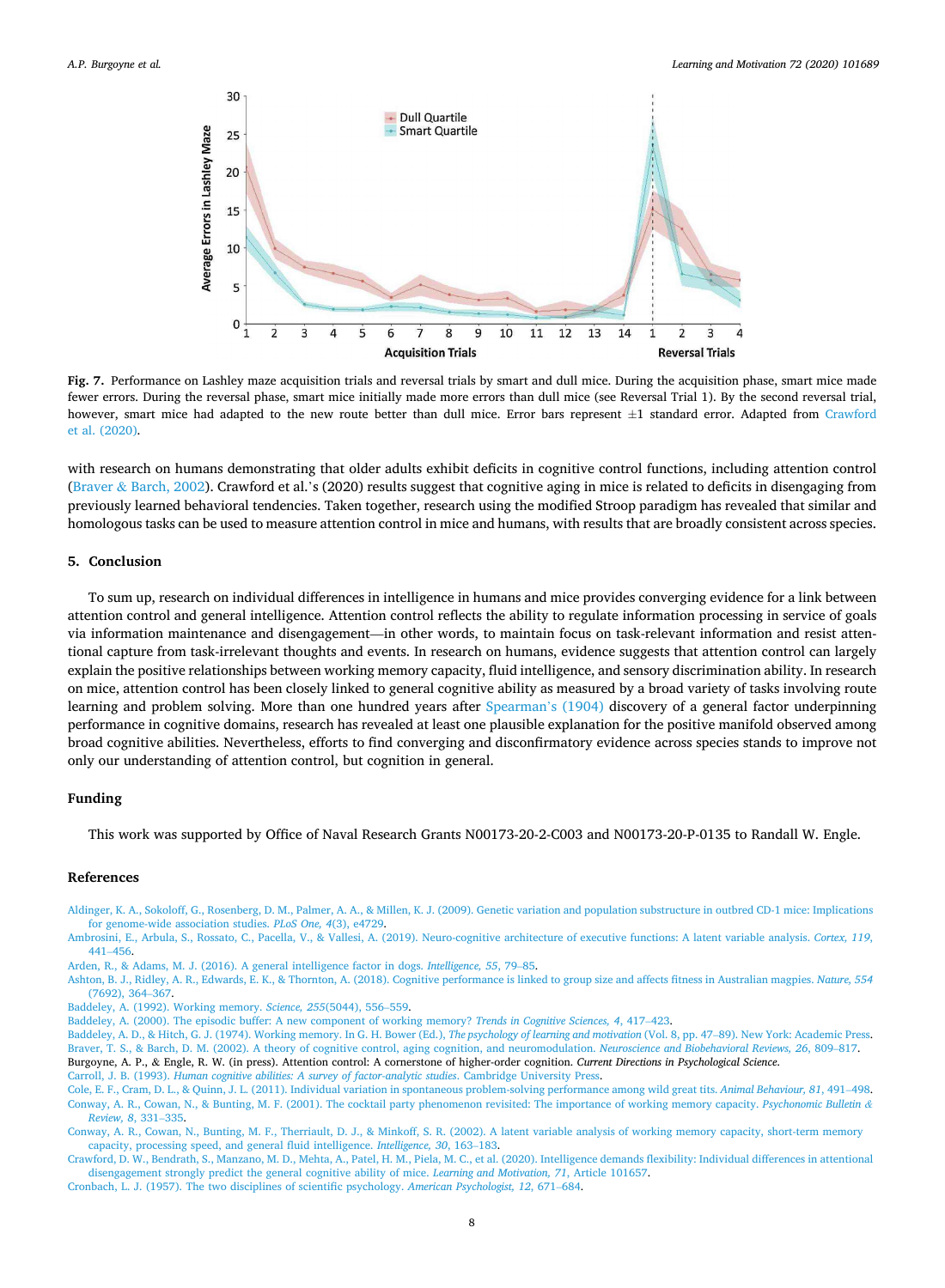**Fig. 7.** Performance on Lashley maze acquisition trials and reversal trials by smart and dull mice. During the acquisition phase, smart mice made fewer errors. During the reversal phase, smart mice initially made more errors than dull mice (see Reversal Trial 1). By the second reversal trial, however, smart mice had adapted to the new route better than dull mice. Error bars represent ±1 standard error. Adapted from Crawford et al. (2020).

with research on humans demonstrating that older adults exhibit deficits in cognitive control functions, including attention control (Braver & Barch, 2002). Crawford et al.'s (2020) results suggest that cognitive aging in mice is related to deficits in disengaging from previously learned behavioral tendencies. Taken together, research using the modified Stroop paradigm has revealed that similar and homologous tasks can be used to measure attention control in mice and humans, with results that are broadly consistent across species.

## 5. Conclusion

To sum up, research on individual differences in intelligence in humans and mice provides converging evidence for a link between attention control and general intelligence. Attention control reflects the ability to regulate information processing in service of goals via information maintenance and disengagement—in other words, to maintain focus on task-relevant information and resist attentional capture from task-irrelevant thoughts and events. In research on humans, evidence suggests that attention control can largely explain the positive relationships between working memory capacity, fluid intelligence, and sensory discrimination ability. In research on mice, attention control has been closely linked to general cognitive ability as measured by a broad variety of tasks involving route learning and problem solving. More than one hundred years after Spearman's (1904) discovery of a general factor underpinning performance in cognitive domains, research has revealed at least one plausible explanation for the positive manifold observed among broad cognitive abilities. Nevertheless, efforts to find converging and disconfirmatory evidence across species stands to improve not only our understanding of attention control, but cognition in general.

## Funding

This work was supported by Office of Naval Research Grants N00173-20-2-C003 and N00173-20-P-0135 to Randall W. Engle.

## References

Aldinger, K. A., Sokoloff, G., Rosenberg, D. M., Palmer, A. A., & Millen, K. J. (2009). Genetic variation and population substructure in outbred CD-1 mice: Implications for genome-wide association studies. *PLoS One, 4*(3), e4729.

Ambrosini, E., Arbula, S., Rossato, C., Pacella, V., & Vallesi, A. (2019). Neuro-cognitive architecture of executive functions: A latent variable analysis. *Cortex, 119*, 441–456.

Arden, R., & Adams, M. J. (2016). A general intelligence factor in dogs. *Intelligence, 55*, 79–85.

Ashton, B. J., Ridley, A. R., Edwards, E. K., & Thornton, A. (2018). Cognitive performance is linked to group size and affects fitness in Australian magpies. *Nature, 554* (7692), 364–367.

Baddeley, A. (1992). Working memory. *Science, 255*(5044), 556–559.

Baddeley, A. (2000). The episodic buffer: A new component of working memory? *Trends in Cognitive Sciences, 4*, 417–423.

Baddeley, A. D., & Hitch, G. J. (1974). Working memory. In G. H. Bower (Ed.), *The psychology of learning and motivation* (Vol. 8, pp. 47–89). New York: Academic Press.

Braver, T. S., & Barch, D. M. (2002). A theory of cognitive control, aging cognition, and neuromodulation. *Neuroscience and Biobehavioral Reviews, 26*, 809–817.

Burgoyne, A. P., & Engle, R. W. (in press). Attention control: A cornerstone of higher-order cognition. *Current Directions in Psychological Science*.

Carroll, J. B. (1993). *Human cognitive abilities: A survey of factor-analytic studies*. Cambridge University Press.

Cole, E. F., Cram, D. L., & Quinn, J. L. (2011). Individual variation in spontaneous problem-solving performance among wild great tits. *Animal Behaviour, 81*, 491–498.

Conway, A. R., Cowan, N., & Bunting, M. F. (2001). The cocktail party phenomenon revisited: The importance of working memory capacity. *Psychonomic Bulletin & Review, 8*, 331–335.

Conway, A. R., Cowan, N., Bunting, M. F., Therriault, D. J., & Minkoff, S. R. (2002). A latent variable analysis of working memory capacity, short-term memory capacity, processing speed, and general fluid intelligence. *Intelligence, 30*, 163–183.

Crawford, D. W., Bendrath, S., Manzano, M. D., Mehta, A., Patel, H. M., Piela, M. C., et al. (2020). Intelligence demands flexibility: Individual differences in attentional disengagement strongly predict the general cognitive ability of mice. *Learning and Motivation, 71*, Article 101657.

Cronbach, L. J. (1957). The two disciplines of scientific psychology. *American Psychologist, 12*, 671–684.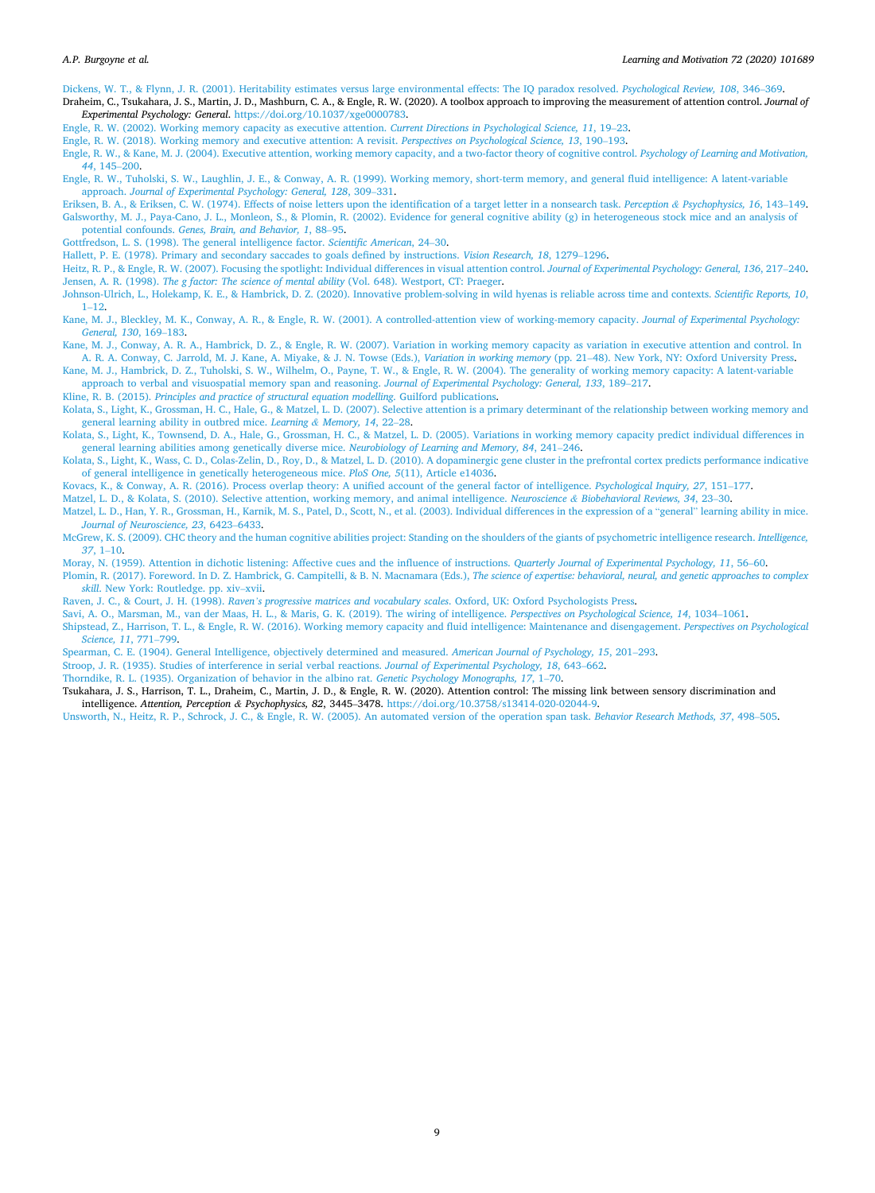Dickens, W. T., & Flynn, J. R. (2001). Heritability estimates versus large environmental effects: The IQ paradox resolved. *Psychological Review, 108*, 346–369.

Draheim, C., Tsukahara, J. S., Martin, J. D., Mashburn, C. A., & Engle, R. W. (2020). A toolbox approach to improving the measurement of attention control. *Journal of Experimental Psychology: General*. https://doi.org/10.1037/xge0000783.

Engle, R. W. (2002). Working memory capacity as executive attention. *Current Directions in Psychological Science, 11*, 19–23.

Engle, R. W. (2018). Working memory and executive attention: A revisit. *Perspectives on Psychological Science, 13*, 190–193.

Engle, R. W., & Kane, M. J. (2004). Executive attention, working memory capacity, and a two-factor theory of cognitive control. *Psychology of Learning and Motivation, 44*, 145–200.

Engle, R. W., Tuholski, S. W., Laughlin, J. E., & Conway, A. R. (1999). Working memory, short-term memory, and general fluid intelligence: A latent-variable approach. *Journal of Experimental Psychology: General, 128*, 309–331.

Eriksen, B. A., & Eriksen, C. W. (1974). Effects of noise letters upon the identification of a target letter in a nonsearch task. *Perception & Psychophysics, 16*, 143–149.

Galsworthy, M. J., Paya-Cano, J. L., Monleon, S., & Plomin, R. (2002). Evidence for general cognitive ability (g) in heterogeneous stock mice and an analysis of potential confounds. *Genes, Brain, and Behavior, 1*, 88–95.

Gottfredson, L. S. (1998). The general intelligence factor. *Scientific American*, 24–30.

Hallett, P. E. (1978). Primary and secondary saccades to goals defined by instructions. *Vision Research, 18*, 1279–1296.

Heitz, R. P., & Engle, R. W. (2007). Focusing the spotlight: Individual differences in visual attention control. *Journal of Experimental Psychology: General, 136*, 217–240.

Jensen, A. R. (1998). *The g factor: The science of mental ability* (Vol. 648). Westport, CT: Praeger.

Johnson-Ulrich, L., Holekamp, K. E., & Hambrick, D. Z. (2020). Innovative problem-solving in wild hyenas is reliable across time and contexts. *Scientific Reports, 10*, 1–12.

Kane, M. J., Bleckley, M. K., Conway, A. R., & Engle, R. W. (2001). A controlled-attention view of working-memory capacity. *Journal of Experimental Psychology: General, 130*, 169–183.

Kane, M. J., Conway, A. R. A., Hambrick, D. Z., & Engle, R. W. (2007). Variation in working memory capacity as variation in executive attention and control. In A. R. A. Conway, C. Jarrold, M. J. Kane, A. Miyake, & J. N. Towse (Eds.), *Variation in working memory* (pp. 21–48). New York, NY: Oxford University Press.

Kane, M. J., Hambrick, D. Z., Tuholski, S. W., Wilhelm, O., Payne, T. W., & Engle, R. W. (2004). The generality of working memory capacity: A latent-variable approach to verbal and visuospatial memory span and reasoning. *Journal of Experimental Psychology: General, 133*, 189–217.

Kline, R. B. (2015). *Principles and practice of structural equation modelling*. Guilford publications.

Kolata, S., Light, K., Grossman, H. C., Hale, G., & Matzel, L. D. (2007). Selective attention is a primary determinant of the relationship between working memory and general learning ability in outbred mice. *Learning & Memory, 14*, 22–28.

Kolata, S., Light, K., Townsend, D. A., Hale, G., Grossman, H. C., & Matzel, L. D. (2005). Variations in working memory capacity predict individual differences in general learning abilities among genetically diverse mice. *Neurobiology of Learning and Memory, 84*, 241–246.

Kolata, S., Light, K., Wass, C. D., Colas-Zelin, D., Roy, D., & Matzel, L. D. (2010). A dopaminergic gene cluster in the prefrontal cortex predicts performance indicative of general intelligence in genetically heterogeneous mice. *PloS One, 5*(11), Article e14036.

Kovacs, K., & Conway, A. R. (2016). Process overlap theory: A unified account of the general factor of intelligence. *Psychological Inquiry, 27*, 151–177.

Matzel, L. D., & Kolata, S. (2010). Selective attention, working memory, and animal intelligence. *Neuroscience & Biobehavioral Reviews, 34*, 23–30.

Matzel, L. D., Han, Y. R., Grossman, H., Karnik, M. S., Patel, D., Scott, N., et al. (2003). Individual differences in the expression of a "general" learning ability in mice. *Journal of Neuroscience, 23*, 6423–6433.

McGrew, K. S. (2009). CHC theory and the human cognitive abilities project: Standing on the shoulders of the giants of psychometric intelligence research. *Intelligence, 37*, 1–10.

Moray, N. (1959). Attention in dichotic listening: Affective cues and the influence of instructions. *Quarterly Journal of Experimental Psychology, 11*, 56–60.

Plomin, R. (2017). Foreword. In D. Z. Hambrick, G. Campitelli, & B. N. Macnamara (Eds.), *The science of expertise: behavioral, neural, and genetic approaches to complex skill*. New York: Routledge. pp. xiv–xvii.

Raven, J. C., & Court, J. H. (1998). *Raven's progressive matrices and vocabulary scales*. Oxford, UK: Oxford Psychologists Press.

Savi, A. O., Marsman, M., van der Maas, H. L., & Maris, G. K. (2019). The wiring of intelligence. *Perspectives on Psychological Science, 14*, 1034–1061.

Shipstead, Z., Harrison, T. L., & Engle, R. W. (2016). Working memory capacity and fluid intelligence: Maintenance and disengagement. *Perspectives on Psychological Science, 11*, 771–799.

Spearman, C. E. (1904). General Intelligence, objectively determined and measured. *American Journal of Psychology, 15*, 201–293.

Stroop, J. R. (1935). Studies of interference in serial verbal reactions. *Journal of Experimental Psychology, 18*, 643–662.

Thorndike, R. L. (1935). Organization of behavior in the albino rat. *Genetic Psychology Monographs, 17*, 1–70.

Tsukahara, J. S., Harrison, T. L., Draheim, C., Martin, J. D., & Engle, R. W. (2020). Attention control: The missing link between sensory discrimination and intelligence. *Attention, Perception & Psychophysics, 82*, 3445–3478. https://doi.org/10.3758/s13414-020-02044-9.

Unsworth, N., Heitz, R. P., Schrock, J. C., & Engle, R. W. (2005). An automated version of the operation span task. *Behavior Research Methods, 37*, 498–505.